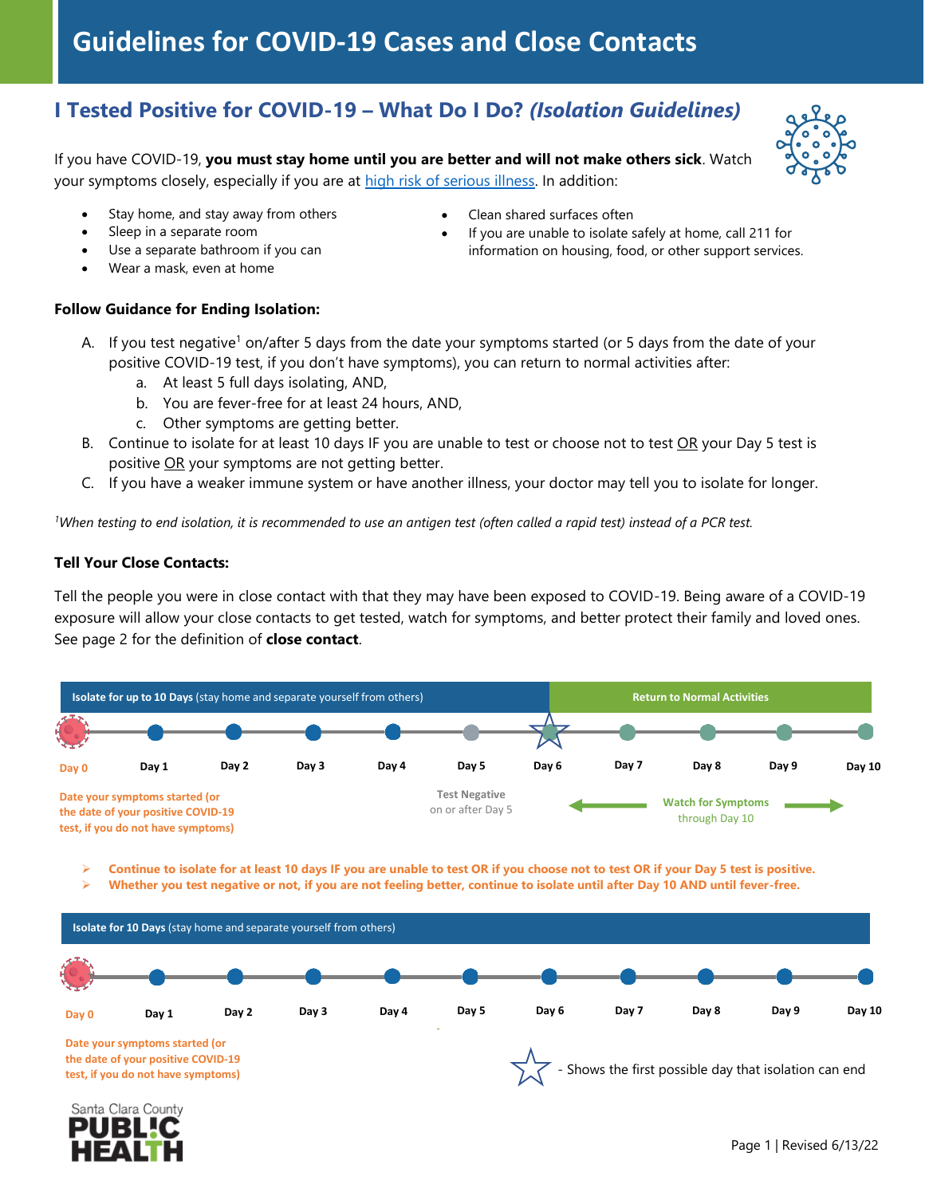# Guidelines for COVID-19 Cases and Close Contacts

## I Tested Positive for COVID-19 – What Do I Do? *(Isolation Guidelines)*

If you have COVID-19, **you must stay home until you are better and will not make others sick**. Watch your symptoms closely, especially if you are at high risk of serious illness. In addition:

- Stay home, and stay away from others
- Sleep in a separate room
- Use a separate bathroom if you can
- Wear a mask, even at home
- Clean shared surfaces often
- If you are unable to isolate safely at home, call 211 for information on housing, food, or other support services.

**Follow Guidance for Ending Isolation:**

A. If you test negative[1] on/after 5 days from the date your symptoms started (or 5 days from the date of your positive COVID-19 test, if you don't have symptoms), you can return to normal activities after:
   a. At least 5 full days isolating, AND,
   b. You are fever-free for at least 24 hours, AND,
   c. Other symptoms are getting better.

B. Continue to isolate for at least 10 days IF you are unable to test or choose not to test OR your Day 5 test is positive OR your symptoms are not getting better.

C. If you have a weaker immune system or have another illness, your doctor may tell you to isolate for longer.

[1]*When testing to end isolation, it is recommended to use an antigen test (often called a rapid test) instead of a PCR test.*

**Tell Your Close Contacts:**

Tell the people you were in close contact with that they may have been exposed to COVID-19. Being aware of a COVID-19 exposure will allow your close contacts to get tested, watch for symptoms, and better protect their family and loved ones. See page 2 for the definition of **close contact**.

**Isolate for up to 10 Days** (stay home and separate yourself from others) | **Return to Normal Activities**

Day 0 – Day 1 – Day 2 – Day 3 – Day 4 – Day 5 – Day 6 ☆ – Day 7 – Day 8 – Day 9 – Day 10

- Day 0: Date your symptoms started (or the date of your positive COVID-19 test, if you do not have symptoms)
- Day 5: Test Negative on or after Day 5
- Days 6–10: Watch for Symptoms through Day 10

- **Continue to isolate for at least 10 days IF you are unable to test OR if you choose not to test OR if your Day 5 test is positive.**
- **Whether you test negative or not, if you are not feeling better, continue to isolate until after Day 10 AND until fever-free.**

**Isolate for 10 Days** (stay home and separate yourself from others)

Day 0 – Day 1 – Day 2 – Day 3 – Day 4 – Day 5 – Day 6 – Day 7 – Day 8 – Day 9 – Day 10

- Day 0: Date your symptoms started (or the date of your positive COVID-19 test, if you do not have symptoms)

☆ - Shows the first possible day that isolation can end

Santa Clara County PUBLIC HEALTH

Revised 6/13/22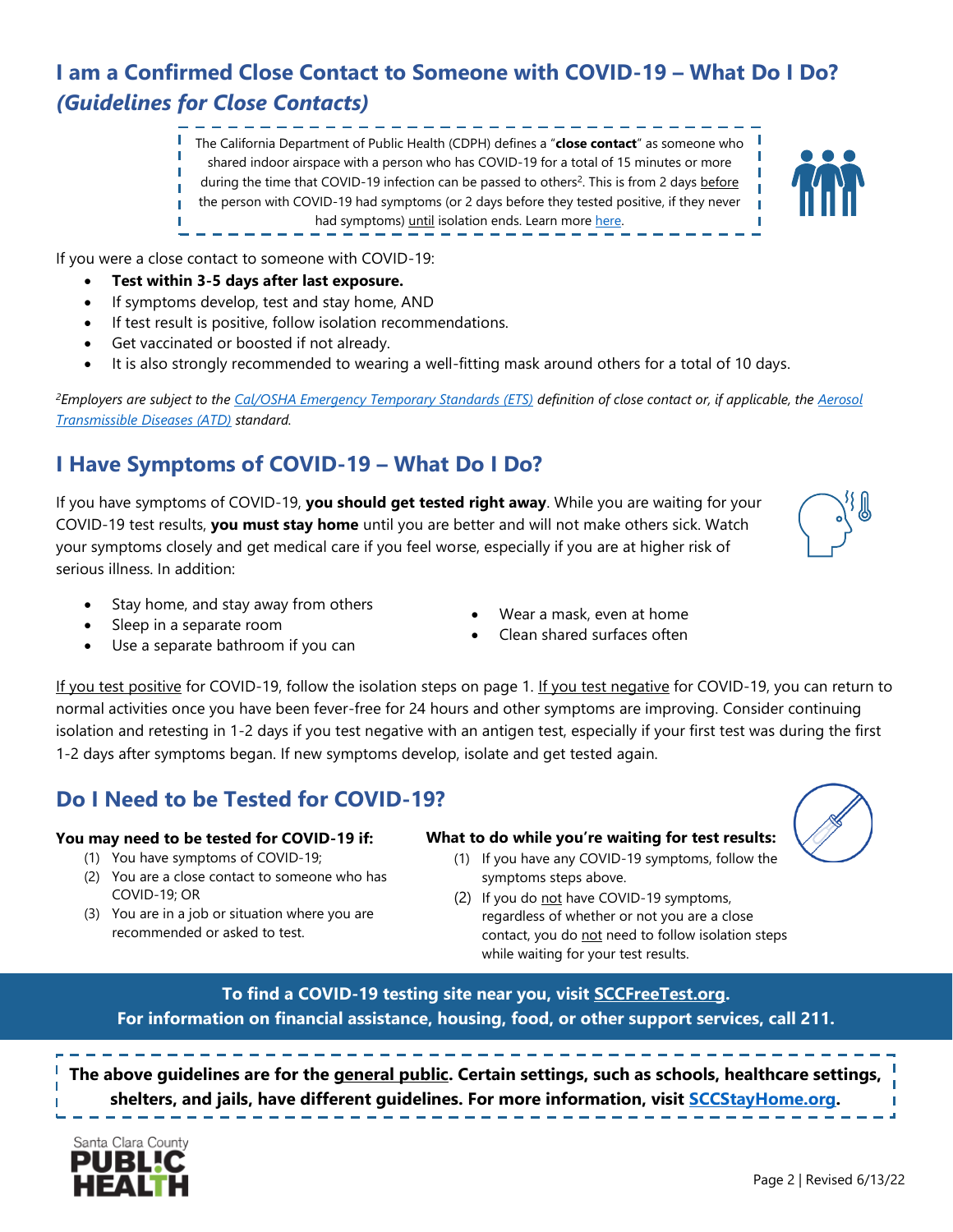## I am a Confirmed Close Contact to Someone with COVID-19 – What Do I Do? *(Guidelines for Close Contacts)*

The California Department of Public Health (CDPH) defines a "**close contact**" as someone who shared indoor airspace with a person who has COVID-19 for a total of 15 minutes or more during the time that COVID-19 infection can be passed to others[2]. This is from 2 days before the person with COVID-19 had symptoms (or 2 days before they tested positive, if they never had symptoms) until isolation ends. Learn more here.

If you were a close contact to someone with COVID-19:

- **Test within 3-5 days after last exposure.**
- If symptoms develop, test and stay home, AND
- If test result is positive, follow isolation recommendations.
- Get vaccinated or boosted if not already.
- It is also strongly recommended to wearing a well-fitting mask around others for a total of 10 days.

*[2]Employers are subject to the Cal/OSHA Emergency Temporary Standards (ETS) definition of close contact or, if applicable, the Aerosol Transmissible Diseases (ATD) standard.*

## I Have Symptoms of COVID-19 – What Do I Do?

If you have symptoms of COVID-19, **you should get tested right away**. While you are waiting for your COVID-19 test results, **you must stay home** until you are better and will not make others sick. Watch your symptoms closely and get medical care if you feel worse, especially if you are at higher risk of serious illness. In addition:

- Stay home, and stay away from others
- Sleep in a separate room
- Use a separate bathroom if you can
- Wear a mask, even at home
- Clean shared surfaces often

If you test positive for COVID-19, follow the isolation steps on page 1. If you test negative for COVID-19, you can return to normal activities once you have been fever-free for 24 hours and other symptoms are improving. Consider continuing isolation and retesting in 1-2 days if you test negative with an antigen test, especially if your first test was during the first 1-2 days after symptoms began. If new symptoms develop, isolate and get tested again.

## Do I Need to be Tested for COVID-19?

**You may need to be tested for COVID-19 if:**

(1) You have symptoms of COVID-19;
(2) You are a close contact to someone who has COVID-19; OR
(3) You are in a job or situation where you are recommended or asked to test.

**What to do while you're waiting for test results:**

(1) If you have any COVID-19 symptoms, follow the symptoms steps above.
(2) If you do not have COVID-19 symptoms, regardless of whether or not you are a close contact, you do not need to follow isolation steps while waiting for your test results.

**To find a COVID-19 testing site near you, visit SCCFreeTest.org.**
**For information on financial assistance, housing, food, or other support services, call 211.**

**The above guidelines are for the general public. Certain settings, such as schools, healthcare settings, shelters, and jails, have different guidelines. For more information, visit SCCStayHome.org.**

Santa Clara County PUBLIC HEALTH

Revised 6/13/22